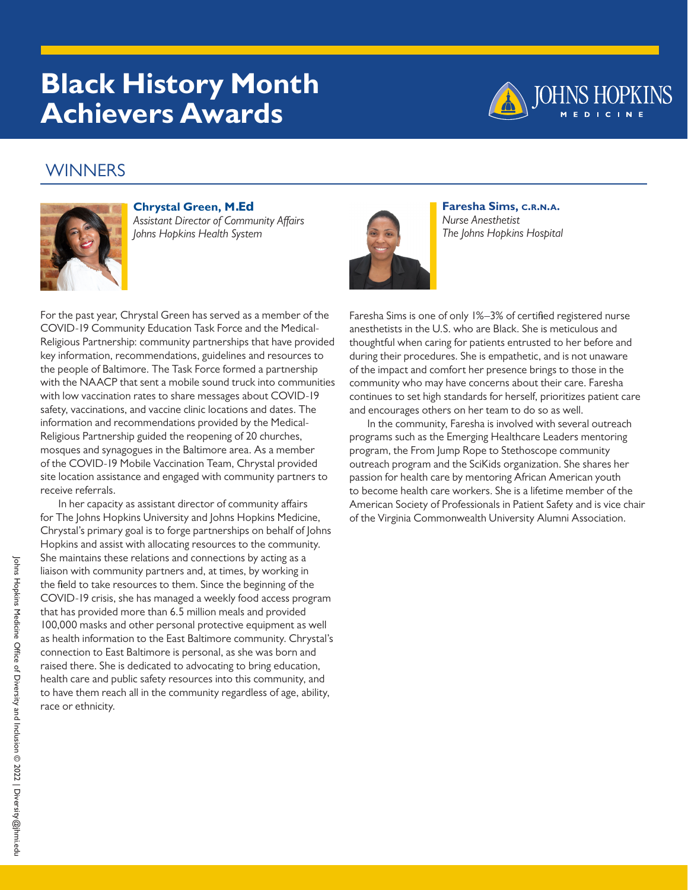# Black History Month Achievers Awards

## WINNERS

**Chrystal Green, M.Ed**
*Assistant Director of Community Affairs*
*Johns Hopkins Health System*

For the past year, Chrystal Green has served as a member of the COVID-19 Community Education Task Force and the Medical-Religious Partnership: community partnerships that have provided key information, recommendations, guidelines and resources to the people of Baltimore. The Task Force formed a partnership with the NAACP that sent a mobile sound truck into communities with low vaccination rates to share messages about COVID-19 safety, vaccinations, and vaccine clinic locations and dates. The information and recommendations provided by the Medical-Religious Partnership guided the reopening of 20 churches, mosques and synagogues in the Baltimore area. As a member of the COVID-19 Mobile Vaccination Team, Chrystal provided site location assistance and engaged with community partners to receive referrals.

In her capacity as assistant director of community affairs for The Johns Hopkins University and Johns Hopkins Medicine, Chrystal's primary goal is to forge partnerships on behalf of Johns Hopkins and assist with allocating resources to the community. She maintains these relations and connections by acting as a liaison with community partners and, at times, by working in the field to take resources to them. Since the beginning of the COVID-19 crisis, she has managed a weekly food access program that has provided more than 6.5 million meals and provided 100,000 masks and other personal protective equipment as well as health information to the East Baltimore community. Chrystal's connection to East Baltimore is personal, as she was born and raised there. She is dedicated to advocating to bring education, health care and public safety resources into this community, and to have them reach all in the community regardless of age, ability, race or ethnicity.

**Faresha Sims, C.R.N.A.**
*Nurse Anesthetist*
*The Johns Hopkins Hospital*

Faresha Sims is one of only 1%–3% of certified registered nurse anesthetists in the U.S. who are Black. She is meticulous and thoughtful when caring for patients entrusted to her before and during their procedures. She is empathetic, and is not unaware of the impact and comfort her presence brings to those in the community who may have concerns about their care. Faresha continues to set high standards for herself, prioritizes patient care and encourages others on her team to do so as well.

In the community, Faresha is involved with several outreach programs such as the Emerging Healthcare Leaders mentoring program, the From Jump Rope to Stethoscope community outreach program and the SciKids organization. She shares her passion for health care by mentoring African American youth to become health care workers. She is a lifetime member of the American Society of Professionals in Patient Safety and is vice chair of the Virginia Commonwealth University Alumni Association.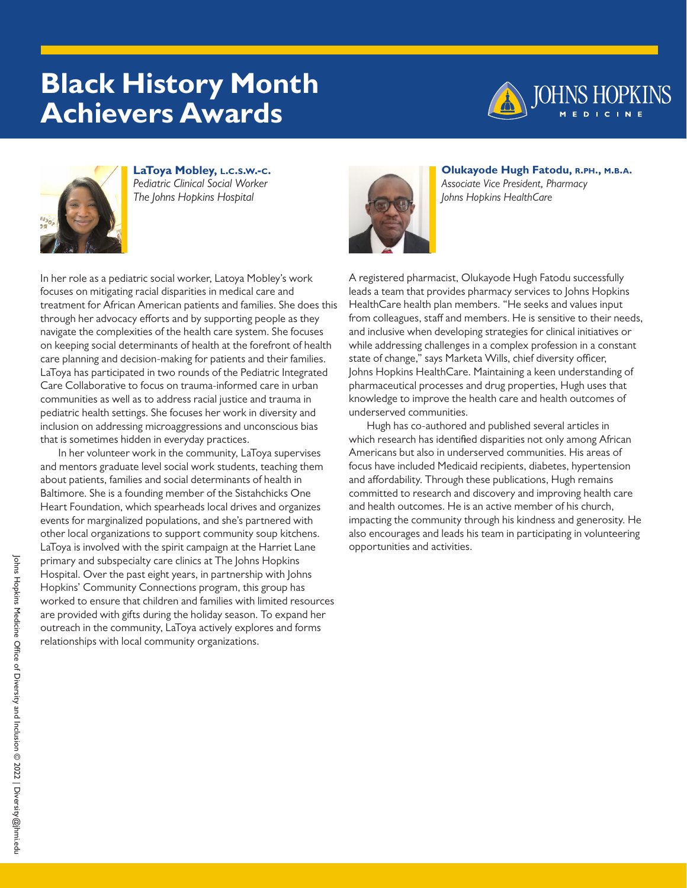# Black History Month Achievers Awards

**LaToya Mobley, L.C.S.W.-C.**
*Pediatric Clinical Social Worker*
*The Johns Hopkins Hospital*

In her role as a pediatric social worker, Latoya Mobley's work focuses on mitigating racial disparities in medical care and treatment for African American patients and families. She does this through her advocacy efforts and by supporting people as they navigate the complexities of the health care system. She focuses on keeping social determinants of health at the forefront of health care planning and decision-making for patients and their families. LaToya has participated in two rounds of the Pediatric Integrated Care Collaborative to focus on trauma-informed care in urban communities as well as to address racial justice and trauma in pediatric health settings. She focuses her work in diversity and inclusion on addressing microaggressions and unconscious bias that is sometimes hidden in everyday practices.

In her volunteer work in the community, LaToya supervises and mentors graduate level social work students, teaching them about patients, families and social determinants of health in Baltimore. She is a founding member of the Sistahchicks One Heart Foundation, which spearheads local drives and organizes events for marginalized populations, and she's partnered with other local organizations to support community soup kitchens. LaToya is involved with the spirit campaign at the Harriet Lane primary and subspecialty care clinics at The Johns Hopkins Hospital. Over the past eight years, in partnership with Johns Hopkins' Community Connections program, this group has worked to ensure that children and families with limited resources are provided with gifts during the holiday season. To expand her outreach in the community, LaToya actively explores and forms relationships with local community organizations.

**Olukayode Hugh Fatodu, R.PH., M.B.A.**
*Associate Vice President, Pharmacy*
*Johns Hopkins HealthCare*

A registered pharmacist, Olukayode Hugh Fatodu successfully leads a team that provides pharmacy services to Johns Hopkins HealthCare health plan members. "He seeks and values input from colleagues, staff and members. He is sensitive to their needs, and inclusive when developing strategies for clinical initiatives or while addressing challenges in a complex profession in a constant state of change," says Marketa Wills, chief diversity officer, Johns Hopkins HealthCare. Maintaining a keen understanding of pharmaceutical processes and drug properties, Hugh uses that knowledge to improve the health care and health outcomes of underserved communities.

Hugh has co-authored and published several articles in which research has identified disparities not only among African Americans but also in underserved communities. His areas of focus have included Medicaid recipients, diabetes, hypertension and affordability. Through these publications, Hugh remains committed to research and discovery and improving health care and health outcomes. He is an active member of his church, impacting the community through his kindness and generosity. He also encourages and leads his team in participating in volunteering opportunities and activities.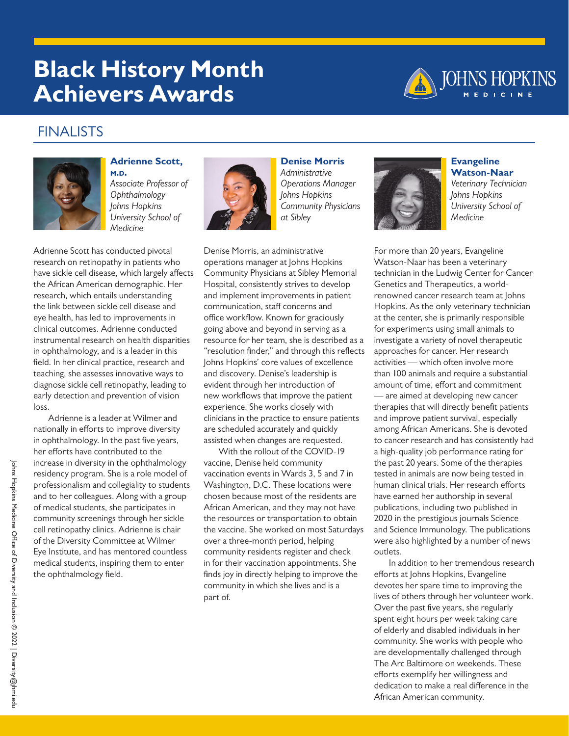# Black History Month Achievers Awards

## FINALISTS

### Adrienne Scott, M.D.

*Associate Professor of Ophthalmology*
*Johns Hopkins University School of Medicine*

Adrienne Scott has conducted pivotal research on retinopathy in patients who have sickle cell disease, which largely affects the African American demographic. Her research, which entails understanding the link between sickle cell disease and eye health, has led to improvements in clinical outcomes. Adrienne conducted instrumental research on health disparities in ophthalmology, and is a leader in this field. In her clinical practice, research and teaching, she assesses innovative ways to diagnose sickle cell retinopathy, leading to early detection and prevention of vision loss.

Adrienne is a leader at Wilmer and nationally in efforts to improve diversity in ophthalmology. In the past five years, her efforts have contributed to the increase in diversity in the ophthalmology residency program. She is a role model of professionalism and collegiality to students and to her colleagues. Along with a group of medical students, she participates in community screenings through her sickle cell retinopathy clinics. Adrienne is chair of the Diversity Committee at Wilmer Eye Institute, and has mentored countless medical students, inspiring them to enter the ophthalmology field.

### Denise Morris

*Administrative Operations Manager*
*Johns Hopkins Community Physicians at Sibley*

Denise Morris, an administrative operations manager at Johns Hopkins Community Physicians at Sibley Memorial Hospital, consistently strives to develop and implement improvements in patient communication, staff concerns and office workflow. Known for graciously going above and beyond in serving as a resource for her team, she is described as a "resolution finder," and through this reflects Johns Hopkins' core values of excellence and discovery. Denise's leadership is evident through her introduction of new workflows that improve the patient experience. She works closely with clinicians in the practice to ensure patients are scheduled accurately and quickly assisted when changes are requested.

With the rollout of the COVID-19 vaccine, Denise held community vaccination events in Wards 3, 5 and 7 in Washington, D.C. These locations were chosen because most of the residents are African American, and they may not have the resources or transportation to obtain the vaccine. She worked on most Saturdays over a three-month period, helping community residents register and check in for their vaccination appointments. She finds joy in directly helping to improve the community in which she lives and is a part of.

### Evangeline Watson-Naar

*Veterinary Technician*
*Johns Hopkins University School of Medicine*

For more than 20 years, Evangeline Watson-Naar has been a veterinary technician in the Ludwig Center for Cancer Genetics and Therapeutics, a world-renowned cancer research team at Johns Hopkins. As the only veterinary technician at the center, she is primarily responsible for experiments using small animals to investigate a variety of novel therapeutic approaches for cancer. Her research activities — which often involve more than 100 animals and require a substantial amount of time, effort and commitment — are aimed at developing new cancer therapies that will directly benefit patients and improve patient survival, especially among African Americans. She is devoted to cancer research and has consistently had a high-quality job performance rating for the past 20 years. Some of the therapies tested in animals are now being tested in human clinical trials. Her research efforts have earned her authorship in several publications, including two published in 2020 in the prestigious journals Science and Science Immunology. The publications were also highlighted by a number of news outlets.

In addition to her tremendous research efforts at Johns Hopkins, Evangeline devotes her spare time to improving the lives of others through her volunteer work. Over the past five years, she regularly spent eight hours per week taking care of elderly and disabled individuals in her community. She works with people who are developmentally challenged through The Arc Baltimore on weekends. These efforts exemplify her willingness and dedication to make a real difference in the African American community.

Johns Hopkins Medicine Office of Diversity and Inclusion © 2022 | Diversity@jhmi.edu